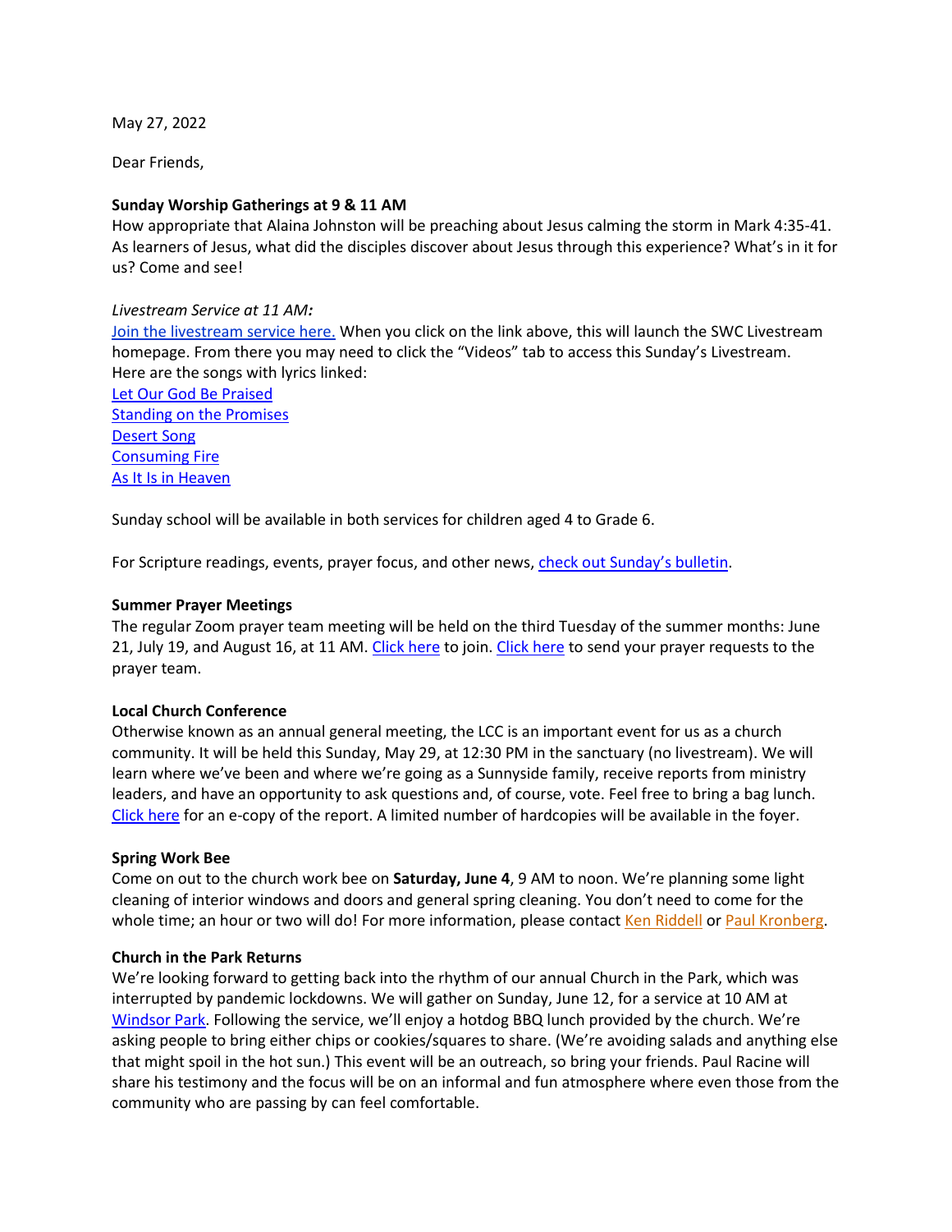May 27, 2022

Dear Friends,

**Sunday Worship Gatherings at 9 & 11 AM**
How appropriate that Alaina Johnston will be preaching about Jesus calming the storm in Mark 4:35-41. As learners of Jesus, what did the disciples discover about Jesus through this experience? What's in it for us? Come and see!

*Livestream Service at 11 AM:*
Join the livestream service here. When you click on the link above, this will launch the SWC Livestream homepage. From there you may need to click the "Videos" tab to access this Sunday's Livestream. Here are the songs with lyrics linked:
Let Our God Be Praised
Standing on the Promises
Desert Song
Consuming Fire
As It Is in Heaven

Sunday school will be available in both services for children aged 4 to Grade 6.

For Scripture readings, events, prayer focus, and other news, check out Sunday's bulletin.

**Summer Prayer Meetings**
The regular Zoom prayer team meeting will be held on the third Tuesday of the summer months: June 21, July 19, and August 16, at 11 AM. Click here to join. Click here to send your prayer requests to the prayer team.

**Local Church Conference**
Otherwise known as an annual general meeting, the LCC is an important event for us as a church community. It will be held this Sunday, May 29, at 12:30 PM in the sanctuary (no livestream). We will learn where we've been and where we're going as a Sunnyside family, receive reports from ministry leaders, and have an opportunity to ask questions and, of course, vote. Feel free to bring a bag lunch. Click here for an e-copy of the report. A limited number of hardcopies will be available in the foyer.

**Spring Work Bee**
Come on out to the church work bee on **Saturday, June 4**, 9 AM to noon. We're planning some light cleaning of interior windows and doors and general spring cleaning. You don't need to come for the whole time; an hour or two will do! For more information, please contact Ken Riddell or Paul Kronberg.

**Church in the Park Returns**
We're looking forward to getting back into the rhythm of our annual Church in the Park, which was interrupted by pandemic lockdowns. We will gather on Sunday, June 12, for a service at 10 AM at Windsor Park. Following the service, we'll enjoy a hotdog BBQ lunch provided by the church. We're asking people to bring either chips or cookies/squares to share. (We're avoiding salads and anything else that might spoil in the hot sun.) This event will be an outreach, so bring your friends. Paul Racine will share his testimony and the focus will be on an informal and fun atmosphere where even those from the community who are passing by can feel comfortable.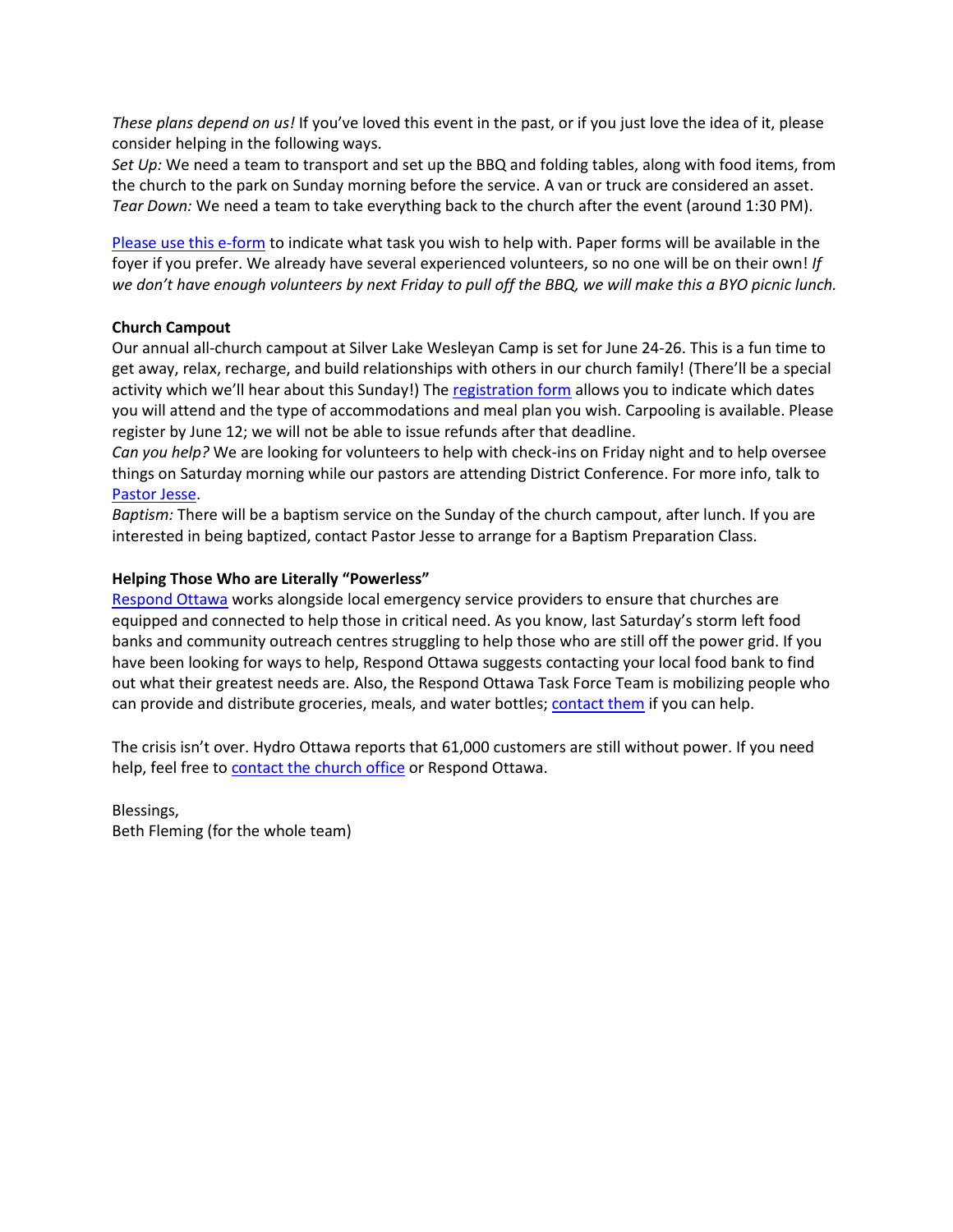*These plans depend on us!* If you've loved this event in the past, or if you just love the idea of it, please consider helping in the following ways.
*Set Up:* We need a team to transport and set up the BBQ and folding tables, along with food items, from the church to the park on Sunday morning before the service. A van or truck are considered an asset.
*Tear Down:* We need a team to take everything back to the church after the event (around 1:30 PM).

Please use this e-form to indicate what task you wish to help with. Paper forms will be available in the foyer if you prefer. We already have several experienced volunteers, so no one will be on their own! *If we don't have enough volunteers by next Friday to pull off the BBQ, we will make this a BYO picnic lunch.*

**Church Campout**
Our annual all-church campout at Silver Lake Wesleyan Camp is set for June 24-26. This is a fun time to get away, relax, recharge, and build relationships with others in our church family! (There'll be a special activity which we'll hear about this Sunday!) The registration form allows you to indicate which dates you will attend and the type of accommodations and meal plan you wish. Carpooling is available. Please register by June 12; we will not be able to issue refunds after that deadline.
*Can you help?* We are looking for volunteers to help with check-ins on Friday night and to help oversee things on Saturday morning while our pastors are attending District Conference. For more info, talk to Pastor Jesse.
*Baptism:* There will be a baptism service on the Sunday of the church campout, after lunch. If you are interested in being baptized, contact Pastor Jesse to arrange for a Baptism Preparation Class.

**Helping Those Who are Literally "Powerless"**
Respond Ottawa works alongside local emergency service providers to ensure that churches are equipped and connected to help those in critical need. As you know, last Saturday's storm left food banks and community outreach centres struggling to help those who are still off the power grid. If you have been looking for ways to help, Respond Ottawa suggests contacting your local food bank to find out what their greatest needs are. Also, the Respond Ottawa Task Force Team is mobilizing people who can provide and distribute groceries, meals, and water bottles; contact them if you can help.

The crisis isn't over. Hydro Ottawa reports that 61,000 customers are still without power. If you need help, feel free to contact the church office or Respond Ottawa.

Blessings,
Beth Fleming (for the whole team)